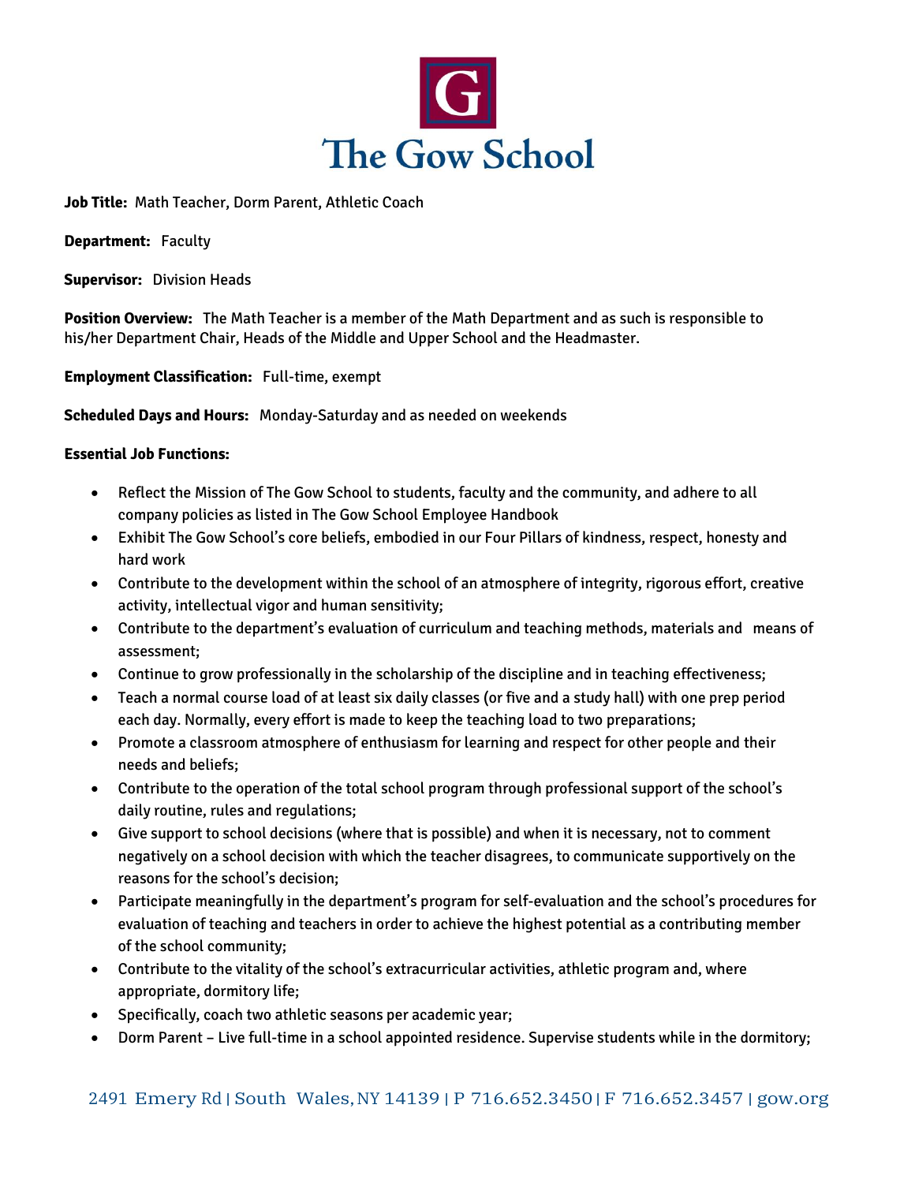# The Gow School

**Job Title:** Math Teacher, Dorm Parent, Athletic Coach

**Department:** Faculty

**Supervisor:** Division Heads

**Position Overview:** The Math Teacher is a member of the Math Department and as such is responsible to his/her Department Chair, Heads of the Middle and Upper School and the Headmaster.

**Employment Classification:** Full-time, exempt

**Scheduled Days and Hours:** Monday-Saturday and as needed on weekends

**Essential Job Functions:**

- Reflect the Mission of The Gow School to students, faculty and the community, and adhere to all company policies as listed in The Gow School Employee Handbook
- Exhibit The Gow School's core beliefs, embodied in our Four Pillars of kindness, respect, honesty and hard work
- Contribute to the development within the school of an atmosphere of integrity, rigorous effort, creative activity, intellectual vigor and human sensitivity;
- Contribute to the department's evaluation of curriculum and teaching methods, materials and means of assessment;
- Continue to grow professionally in the scholarship of the discipline and in teaching effectiveness;
- Teach a normal course load of at least six daily classes (or five and a study hall) with one prep period each day. Normally, every effort is made to keep the teaching load to two preparations;
- Promote a classroom atmosphere of enthusiasm for learning and respect for other people and their needs and beliefs;
- Contribute to the operation of the total school program through professional support of the school's daily routine, rules and regulations;
- Give support to school decisions (where that is possible) and when it is necessary, not to comment negatively on a school decision with which the teacher disagrees, to communicate supportively on the reasons for the school's decision;
- Participate meaningfully in the department's program for self-evaluation and the school's procedures for evaluation of teaching and teachers in order to achieve the highest potential as a contributing member of the school community;
- Contribute to the vitality of the school's extracurricular activities, athletic program and, where appropriate, dormitory life;
- Specifically, coach two athletic seasons per academic year;
- Dorm Parent – Live full-time in a school appointed residence. Supervise students while in the dormitory;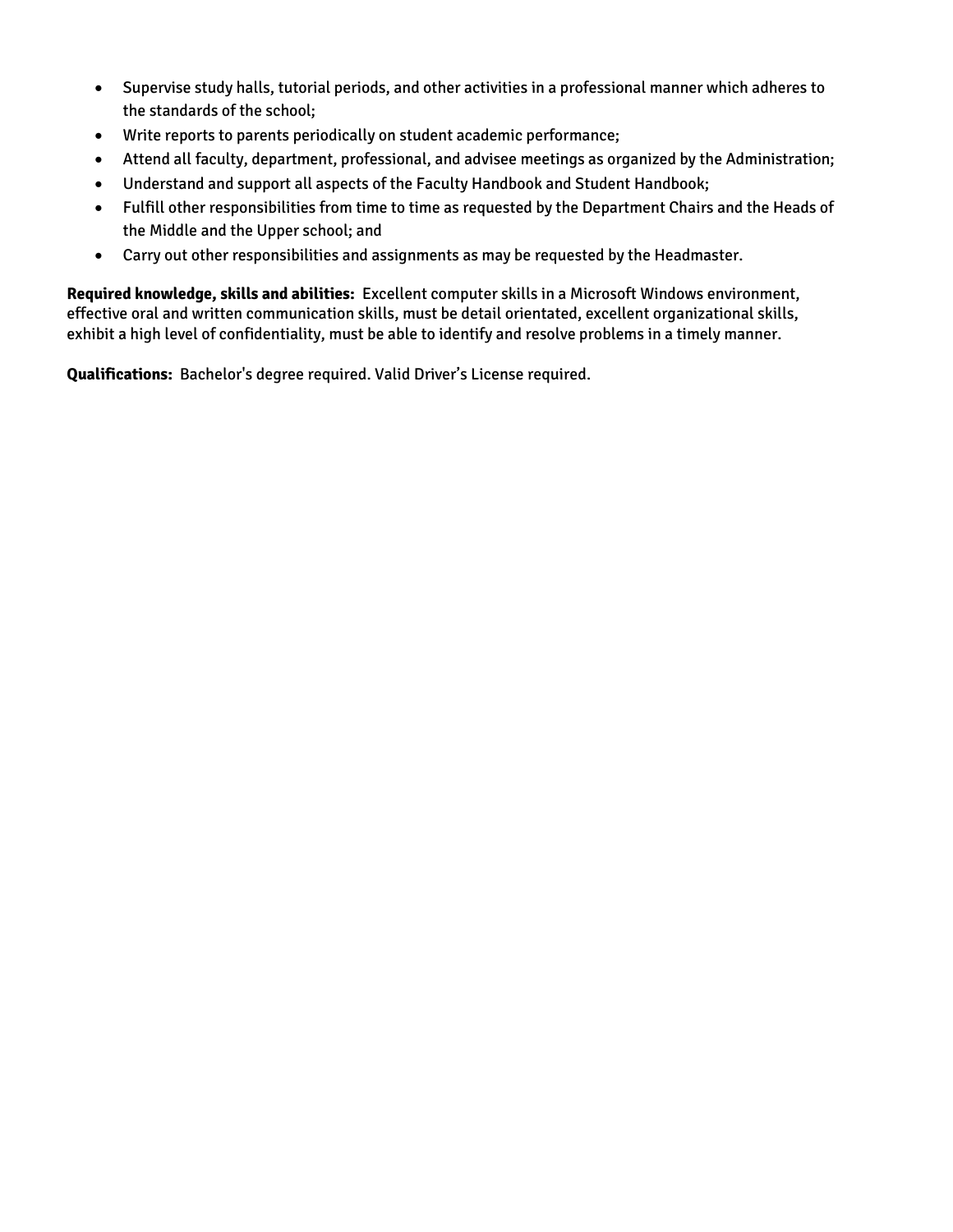- Supervise study halls, tutorial periods, and other activities in a professional manner which adheres to the standards of the school;
- Write reports to parents periodically on student academic performance;
- Attend all faculty, department, professional, and advisee meetings as organized by the Administration;
- Understand and support all aspects of the Faculty Handbook and Student Handbook;
- Fulfill other responsibilities from time to time as requested by the Department Chairs and the Heads of the Middle and the Upper school; and
- Carry out other responsibilities and assignments as may be requested by the Headmaster.

**Required knowledge, skills and abilities:** Excellent computer skills in a Microsoft Windows environment, effective oral and written communication skills, must be detail orientated, excellent organizational skills, exhibit a high level of confidentiality, must be able to identify and resolve problems in a timely manner.

**Qualifications:** Bachelor's degree required. Valid Driver's License required.